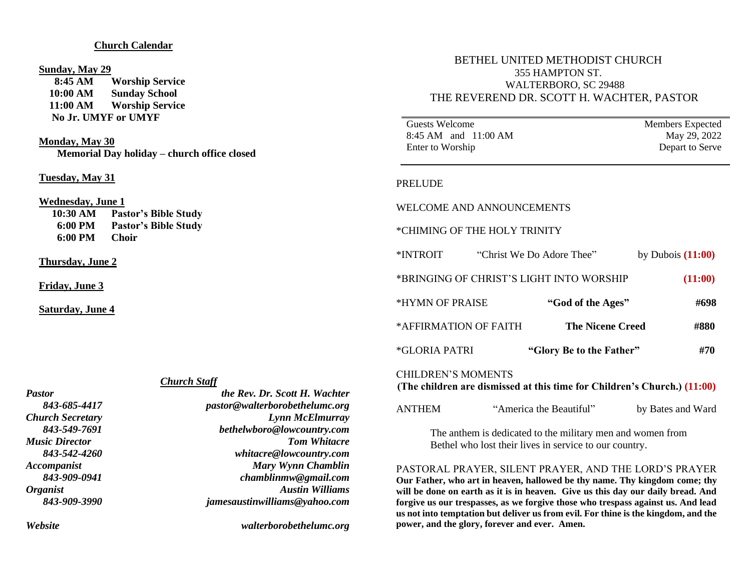## Church Calendar

**Sunday, May 29**

**8:45 AM Worship Service**
**10:00 AM Sunday School**
**11:00 AM Worship Service**
**No Jr. UMYF or UMYF**

**Monday, May 30**

**Memorial Day holiday – church office closed**

**Tuesday, May 31**

**Wednesday, June 1**

**10:30 AM Pastor's Bible Study**
**6:00 PM Pastor's Bible Study**
**6:00 PM Choir**

**Thursday, June 2**

**Friday, June 3**

**Saturday, June 4**

### *Church Staff*

| | |
|---|---|
| ***Pastor*** | ***the Rev. Dr. Scott H. Wachter*** |
| ***843-685-4417*** | ***pastor@walterborobethelumc.org*** |
| ***Church Secretary*** | ***Lynn McElmurray*** |
| ***843-549-7691*** | ***bethelwboro@lowcountry.com*** |
| ***Music Director*** | ***Tom Whitacre*** |
| ***843-542-4260*** | ***whitacre@lowcountry.com*** |
| ***Accompanist*** | ***Mary Wynn Chamblin*** |
| ***843-909-0941*** | ***chamblinmw@gmail.com*** |
| ***Organist*** | ***Austin Williams*** |
| ***843-909-3990*** | ***jamesaustinwilliams@yahoo.com*** |
| ***Website*** | ***walterborobethelumc.org*** |

# BETHEL UNITED METHODIST CHURCH

355 HAMPTON ST.
WALTERBORO, SC 29488
THE REVEREND DR. SCOTT H. WACHTER, PASTOR

| | |
|---|---|
| Guests Welcome | Members Expected |
| 8:45 AM and 11:00 AM | May 29, 2022 |
| Enter to Worship | Depart to Serve |

PRELUDE

WELCOME AND ANNOUNCEMENTS

*CHIMING OF THE HOLY TRINITY

*INTROIT "Christ We Do Adore Thee" by Dubois **(11:00)**

*BRINGING OF CHRIST'S LIGHT INTO WORSHIP **(11:00)**

*HYMN OF PRAISE **"God of the Ages"** **#698**

*AFFIRMATION OF FAITH **The Nicene Creed** **#880**

*GLORIA PATRI **"Glory Be to the Father"** **#70**

CHILDREN'S MOMENTS
**(The children are dismissed at this time for Children's Church.) (11:00)**

ANTHEM "America the Beautiful" by Bates and Ward

The anthem is dedicated to the military men and women from Bethel who lost their lives in service to our country.

PASTORAL PRAYER, SILENT PRAYER, AND THE LORD'S PRAYER
**Our Father, who art in heaven, hallowed be thy name. Thy kingdom come; thy will be done on earth as it is in heaven. Give us this day our daily bread. And forgive us our trespasses, as we forgive those who trespass against us. And lead us not into temptation but deliver us from evil. For thine is the kingdom, and the power, and the glory, forever and ever. Amen.**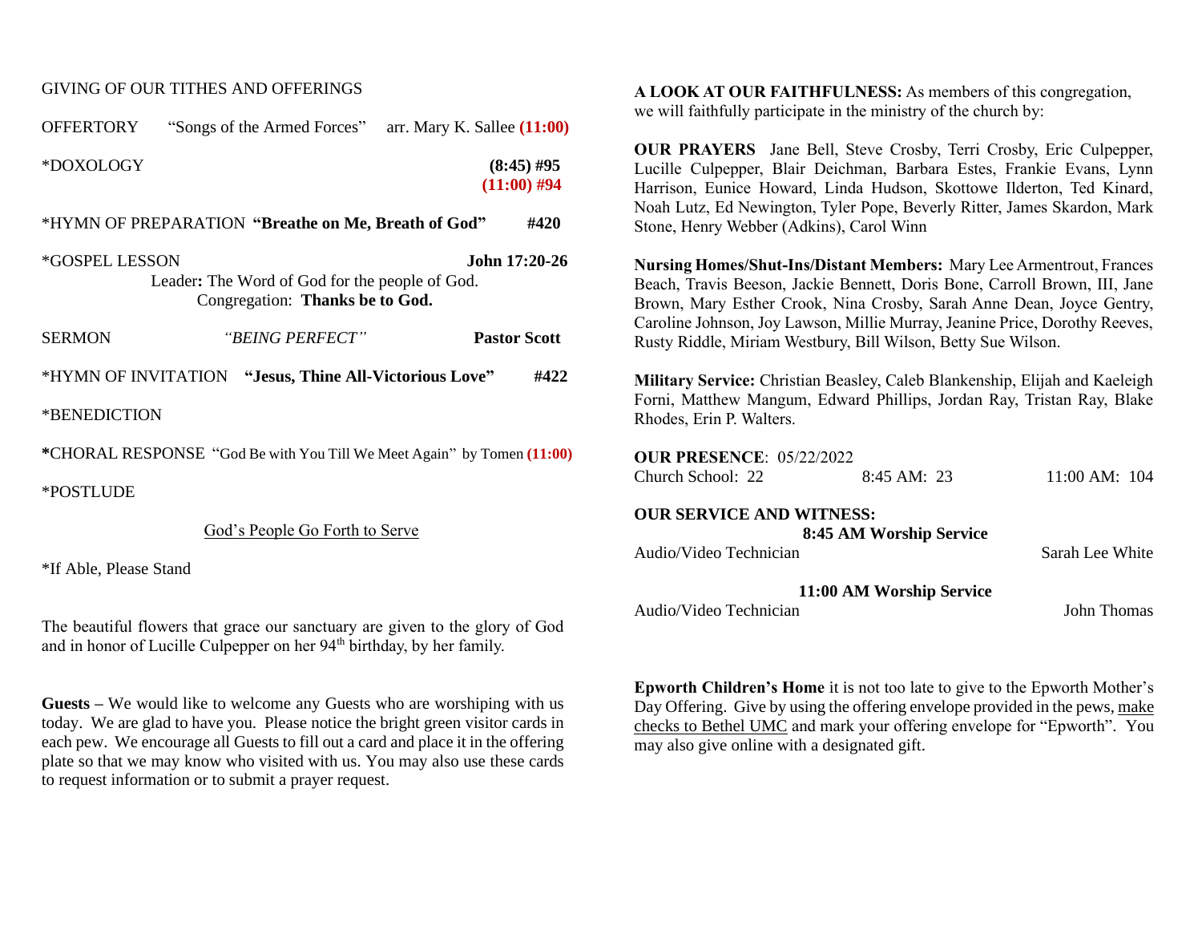GIVING OF OUR TITHES AND OFFERINGS

OFFERTORY "Songs of the Armed Forces" arr. Mary K. Sallee **(11:00)**

*DOXOLOGY **(8:45) #95**
**(11:00) #94**

*HYMN OF PREPARATION **"Breathe on Me, Breath of God"** **#420**

*GOSPEL LESSON **John 17:20-26**

Leader**:** The Word of God for the people of God.
Congregation: **Thanks be to God.**

SERMON *"BEING PERFECT"* **Pastor Scott**

*HYMN OF INVITATION **"Jesus, Thine All-Victorious Love"** **#422**

*BENEDICTION

***CHORAL RESPONSE** "God Be with You Till We Meet Again" by Tomen **(11:00)**

*POSTLUDE

God's People Go Forth to Serve

*If Able, Please Stand

The beautiful flowers that grace our sanctuary are given to the glory of God and in honor of Lucille Culpepper on her 94th birthday, by her family.

**Guests –** We would like to welcome any Guests who are worshiping with us today. We are glad to have you. Please notice the bright green visitor cards in each pew. We encourage all Guests to fill out a card and place it in the offering plate so that we may know who visited with us. You may also use these cards to request information or to submit a prayer request.

**A LOOK AT OUR FAITHFULNESS:** As members of this congregation, we will faithfully participate in the ministry of the church by:

**OUR PRAYERS** Jane Bell, Steve Crosby, Terri Crosby, Eric Culpepper, Lucille Culpepper, Blair Deichman, Barbara Estes, Frankie Evans, Lynn Harrison, Eunice Howard, Linda Hudson, Skottowe Ilderton, Ted Kinard, Noah Lutz, Ed Newington, Tyler Pope, Beverly Ritter, James Skardon, Mark Stone, Henry Webber (Adkins), Carol Winn

**Nursing Homes/Shut-Ins/Distant Members:** Mary Lee Armentrout, Frances Beach, Travis Beeson, Jackie Bennett, Doris Bone, Carroll Brown, III, Jane Brown, Mary Esther Crook, Nina Crosby, Sarah Anne Dean, Joyce Gentry, Caroline Johnson, Joy Lawson, Millie Murray, Jeanine Price, Dorothy Reeves, Rusty Riddle, Miriam Westbury, Bill Wilson, Betty Sue Wilson.

**Military Service:** Christian Beasley, Caleb Blankenship, Elijah and Kaeleigh Forni, Matthew Mangum, Edward Phillips, Jordan Ray, Tristan Ray, Blake Rhodes, Erin P. Walters.

**OUR PRESENCE**: 05/22/2022
Church School: 22 8:45 AM: 23 11:00 AM: 104

**OUR SERVICE AND WITNESS:**

**8:45 AM Worship Service**
Audio/Video Technician Sarah Lee White

**11:00 AM Worship Service**
Audio/Video Technician John Thomas

**Epworth Children's Home** it is not too late to give to the Epworth Mother's Day Offering. Give by using the offering envelope provided in the pews, make checks to Bethel UMC and mark your offering envelope for "Epworth". You may also give online with a designated gift.